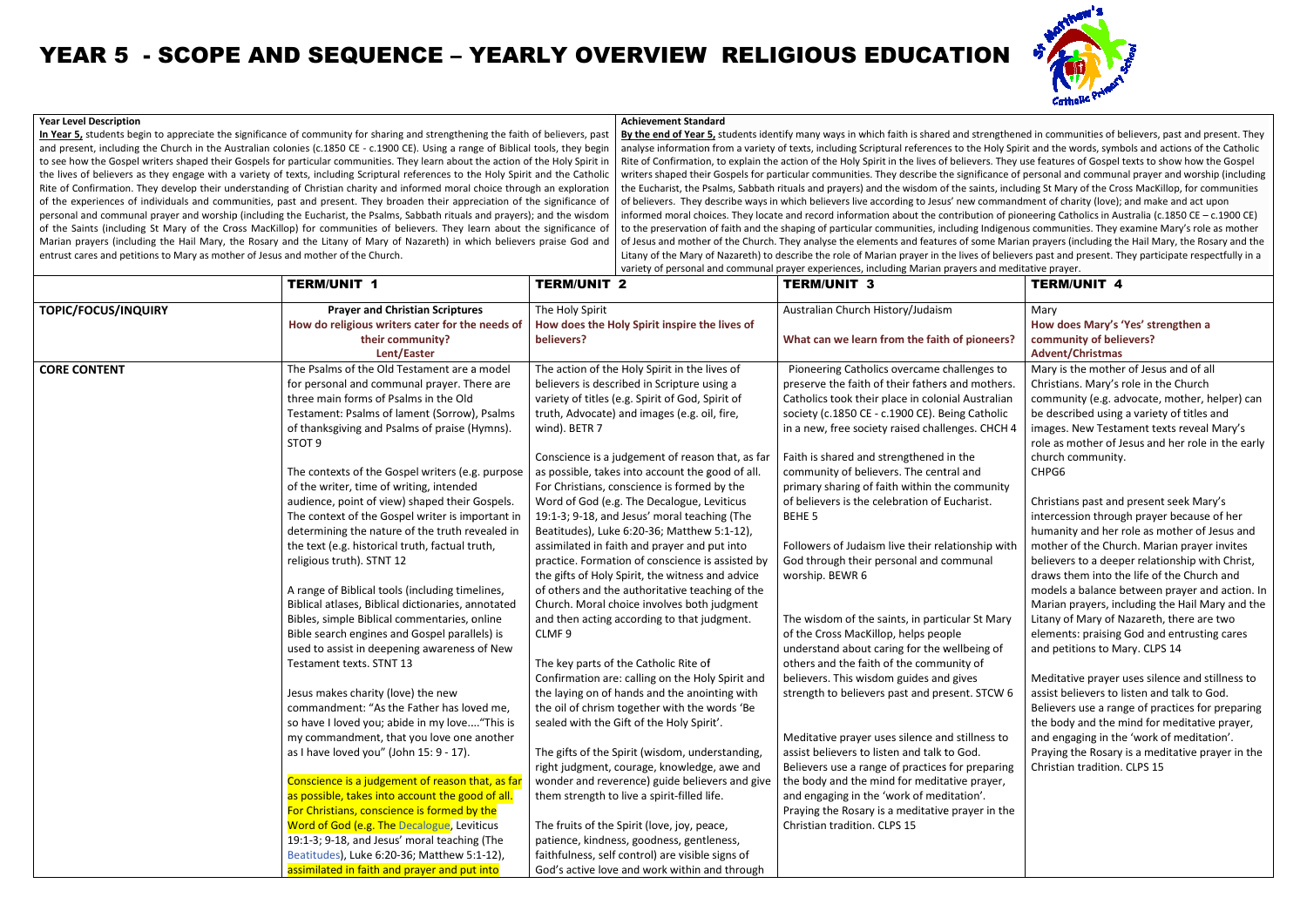# YEAR 5 - SCOPE AND SEQUENCE – YEARLY OVERVIEW RELIGIOUS EDUCATION

**Year Level Description**

**In Year 5,** students begin to appreciate the significance of community for sharing and strengthening the faith of believers, past and present, including the Church in the Australian colonies (c.1850 CE - c.1900 CE). Using a range of Biblical tools, they begin to see how the Gospel writers shaped their Gospels for particular communities. They learn about the action of the Holy Spirit in the lives of believers as they engage with a variety of texts, including Scriptural references to the Holy Spirit and the Catholic Rite of Confirmation. They develop their understanding of Christian charity and informed moral choice through an exploration of the experiences of individuals and communities, past and present. They broaden their appreciation of the significance of personal and communal prayer and worship (including the Eucharist, the Psalms, Sabbath rituals and prayers); and the wisdom of the Saints (including St Mary of the Cross MacKillop) for communities of believers. They learn about the significance of Marian prayers (including the Hail Mary, the Rosary and the Litany of Mary of Nazareth) in which believers praise God and entrust cares and petitions to Mary as mother of Jesus and mother of the Church.

**Achievement Standard**

**By the end of Year 5,** students identify many ways in which faith is shared and strengthened in communities of believers, past and present. They analyse information from a variety of texts, including Scriptural references to the Holy Spirit and the words, symbols and actions of the Catholic Rite of Confirmation, to explain the action of the Holy Spirit in the lives of believers. They use features of Gospel texts to show how the Gospel writers shaped their Gospels for particular communities. They describe the significance of personal and communal prayer and worship (including the Eucharist, the Psalms, Sabbath rituals and prayers) and the wisdom of the saints, including St Mary of the Cross MacKillop, for communities of believers. They describe ways in which believers live according to Jesus' new commandment of charity (love); and make and act upon informed moral choices. They locate and record information about the contribution of pioneering Catholics in Australia (c.1850 CE – c.1900 CE) to the preservation of faith and the shaping of particular communities, including Indigenous communities. They examine Mary's role as mother of Jesus and mother of the Church. They analyse the elements and features of some Marian prayers (including the Hail Mary, the Rosary and the Litany of the Mary of Nazareth) to describe the role of Marian prayer in the lives of believers past and present. They participate respectfully in a variety of personal and communal prayer experiences, including Marian prayers and meditative prayer.

| | TERM/UNIT 1 | TERM/UNIT 2 | TERM/UNIT 3 | TERM/UNIT 4 |
|---|---|---|---|---|
| **TOPIC/FOCUS/INQUIRY** | **Prayer and Christian Scriptures**<br>**How do religious writers cater for the needs of their community?**<br>**Lent/Easter** | The Holy Spirit<br>**How does the Holy Spirit inspire the lives of believers?** | Australian Church History/Judaism<br><br>**What can we learn from the faith of pioneers?** | Mary<br>**How does Mary's 'Yes' strengthen a community of believers?**<br>**Advent/Christmas** |
| **CORE CONTENT** | The Psalms of the Old Testament are a model for personal and communal prayer. There are three main forms of Psalms in the Old Testament: Psalms of lament (Sorrow), Psalms of thanksgiving and Psalms of praise (Hymns). STOT 9<br><br>The contexts of the Gospel writers (e.g. purpose of the writer, time of writing, intended audience, point of view) shaped their Gospels. The context of the Gospel writer is important in determining the nature of the truth revealed in the text (e.g. historical truth, factual truth, religious truth). STNT 12<br><br>A range of Biblical tools (including timelines, Biblical atlases, Biblical dictionaries, annotated Bibles, simple Biblical commentaries, online Bible search engines and Gospel parallels) is used to assist in deepening awareness of New Testament texts. STNT 13<br><br>Jesus makes charity (love) the new commandment: "As the Father has loved me, so have I loved you; abide in my love...."This is my commandment, that you love one another as I have loved you" (John 15: 9 - 17).<br><br>Conscience is a judgement of reason that, as far as possible, takes into account the good of all. For Christians, conscience is formed by the Word of God (e.g. The Decalogue, Leviticus 19:1-3; 9-18, and Jesus' moral teaching (The Beatitudes), Luke 6:20-36; Matthew 5:1-12), assimilated in faith and prayer and put into | The action of the Holy Spirit in the lives of believers is described in Scripture using a variety of titles (e.g. Spirit of God, Spirit of truth, Advocate) and images (e.g. oil, fire, wind). BETR 7<br><br>Conscience is a judgement of reason that, as far as possible, takes into account the good of all. For Christians, conscience is formed by the Word of God (e.g. The Decalogue, Leviticus 19:1-3; 9-18, and Jesus' moral teaching (The Beatitudes), Luke 6:20-36; Matthew 5:1-12), assimilated in faith and prayer and put into practice. Formation of conscience is assisted by the gifts of Holy Spirit, the witness and advice of others and the authoritative teaching of the Church. Moral choice involves both judgment and then acting according to that judgment. CLMF 9<br><br>The key parts of the Catholic Rite of Confirmation are: calling on the Holy Spirit and the laying on of hands and the anointing with the oil of chrism together with the words 'Be sealed with the Gift of the Holy Spirit'.<br><br>The gifts of the Spirit (wisdom, understanding, right judgment, courage, knowledge, awe and wonder and reverence) guide believers and give them strength to live a spirit-filled life.<br><br>The fruits of the Spirit (love, joy, peace, patience, kindness, goodness, gentleness, faithfulness, self control) are visible signs of God's active love and work within and through | Pioneering Catholics overcame challenges to preserve the faith of their fathers and mothers. Catholics took their place in colonial Australian society (c.1850 CE - c.1900 CE). Being Catholic in a new, free society raised challenges. CHCH 4<br><br>Faith is shared and strengthened in the community of believers. The central and primary sharing of faith within the community of believers is the celebration of Eucharist. BEHE 5<br><br>Followers of Judaism live their relationship with God through their personal and communal worship. BEWR 6<br><br>The wisdom of the saints, in particular St Mary of the Cross MacKillop, helps people understand about caring for the wellbeing of others and the faith of the community of believers. This wisdom guides and gives strength to believers past and present. STCW 6<br><br>Meditative prayer uses silence and stillness to assist believers to listen and talk to God. Believers use a range of practices for preparing the body and the mind for meditative prayer, and engaging in the 'work of meditation'. Praying the Rosary is a meditative prayer in the Christian tradition. CLPS 15 | Mary is the mother of Jesus and of all Christians. Mary's role in the Church community (e.g. advocate, mother, helper) can be described using a variety of titles and images. New Testament texts reveal Mary's role as mother of Jesus and her role in the early church community.<br>CHPG6<br><br>Christians past and present seek Mary's intercession through prayer because of her humanity and her role as mother of Jesus and mother of the Church. Marian prayer invites believers to a deeper relationship with Christ, draws them into the life of the Church and models a balance between prayer and action. In Marian prayers, including the Hail Mary and the Litany of Mary of Nazareth, there are two elements: praising God and entrusting cares and petitions to Mary. CLPS 14<br><br>Meditative prayer uses silence and stillness to assist believers to listen and talk to God. Believers use a range of practices for preparing the body and the mind for meditative prayer, and engaging in the 'work of meditation'. Praying the Rosary is a meditative prayer in the Christian tradition. CLPS 15 |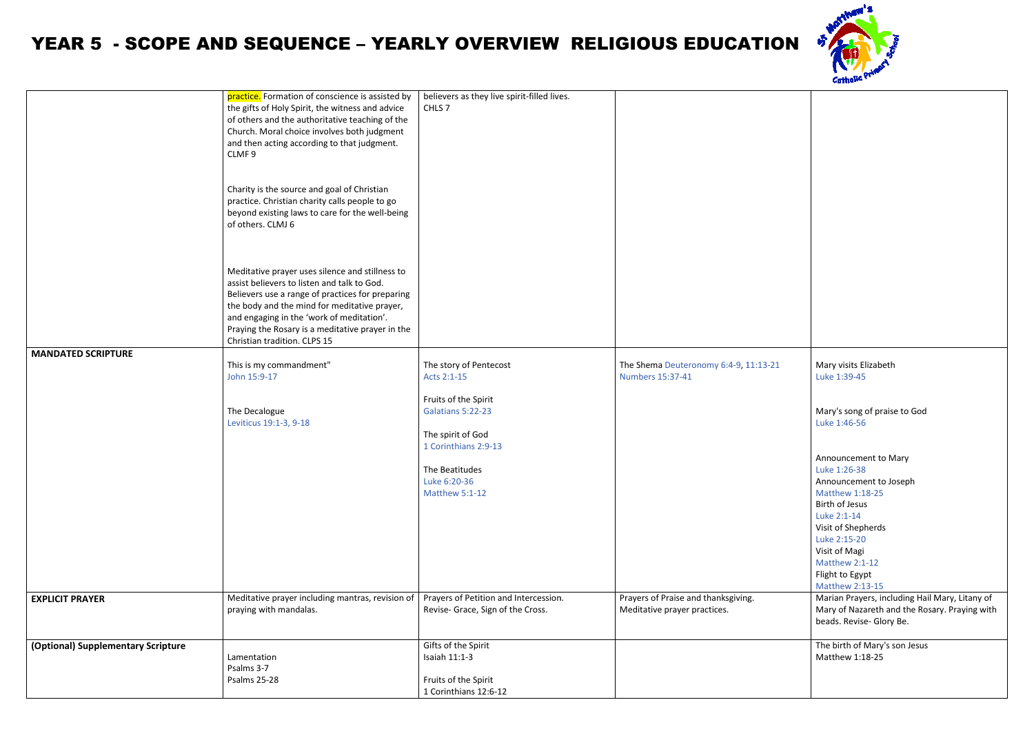# YEAR 5 - SCOPE AND SEQUENCE – YEARLY OVERVIEW RELIGIOUS EDUCATION

| | | | | |
|---|---|---|---|---|
| | practice. Formation of conscience is assisted by the gifts of Holy Spirit, the witness and advice of others and the authoritative teaching of the Church. Moral choice involves both judgment and then acting according to that judgment. CLMF 9<br><br>Charity is the source and goal of Christian practice. Christian charity calls people to go beyond existing laws to care for the well-being of others. CLMJ 6<br><br>Meditative prayer uses silence and stillness to assist believers to listen and talk to God. Believers use a range of practices for preparing the body and the mind for meditative prayer, and engaging in the 'work of meditation'. Praying the Rosary is a meditative prayer in the Christian tradition. CLPS 15 | believers as they live spirit-filled lives. CHLS 7 | | |
| **MANDATED SCRIPTURE** | This is my commandment"<br>John 15:9-17<br><br>The Decalogue<br>Leviticus 19:1-3, 9-18 | The story of Pentecost<br>Acts 2:1-15<br><br>Fruits of the Spirit<br>Galatians 5:22-23<br><br>The spirit of God<br>1 Corinthians 2:9-13<br><br>The Beatitudes<br>Luke 6:20-36<br>Matthew 5:1-12 | The Shema Deuteronomy 6:4-9, 11:13-21<br>Numbers 15:37-41 | Mary visits Elizabeth<br>Luke 1:39-45<br><br>Mary's song of praise to God<br>Luke 1:46-56<br><br>Announcement to Mary<br>Luke 1:26-38<br>Announcement to Joseph<br>Matthew 1:18-25<br>Birth of Jesus<br>Luke 2:1-14<br>Visit of Shepherds<br>Luke 2:15-20<br>Visit of Magi<br>Matthew 2:1-12<br>Flight to Egypt<br>Matthew 2:13-15 |
| **EXPLICIT PRAYER** | Meditative prayer including mantras, revision of praying with mandalas. | Prayers of Petition and Intercession.<br>Revise- Grace, Sign of the Cross. | Prayers of Praise and thanksgiving.<br>Meditative prayer practices. | Marian Prayers, including Hail Mary, Litany of Mary of Nazareth and the Rosary. Praying with beads. Revise- Glory Be. |
| **(Optional) Supplementary Scripture** | Lamentation<br>Psalms 3-7<br>Psalms 25-28 | Gifts of the Spirit<br>Isaiah 11:1-3<br><br>Fruits of the Spirit<br>1 Corinthians 12:6-12 | | The birth of Mary's son Jesus<br>Matthew 1:18-25 |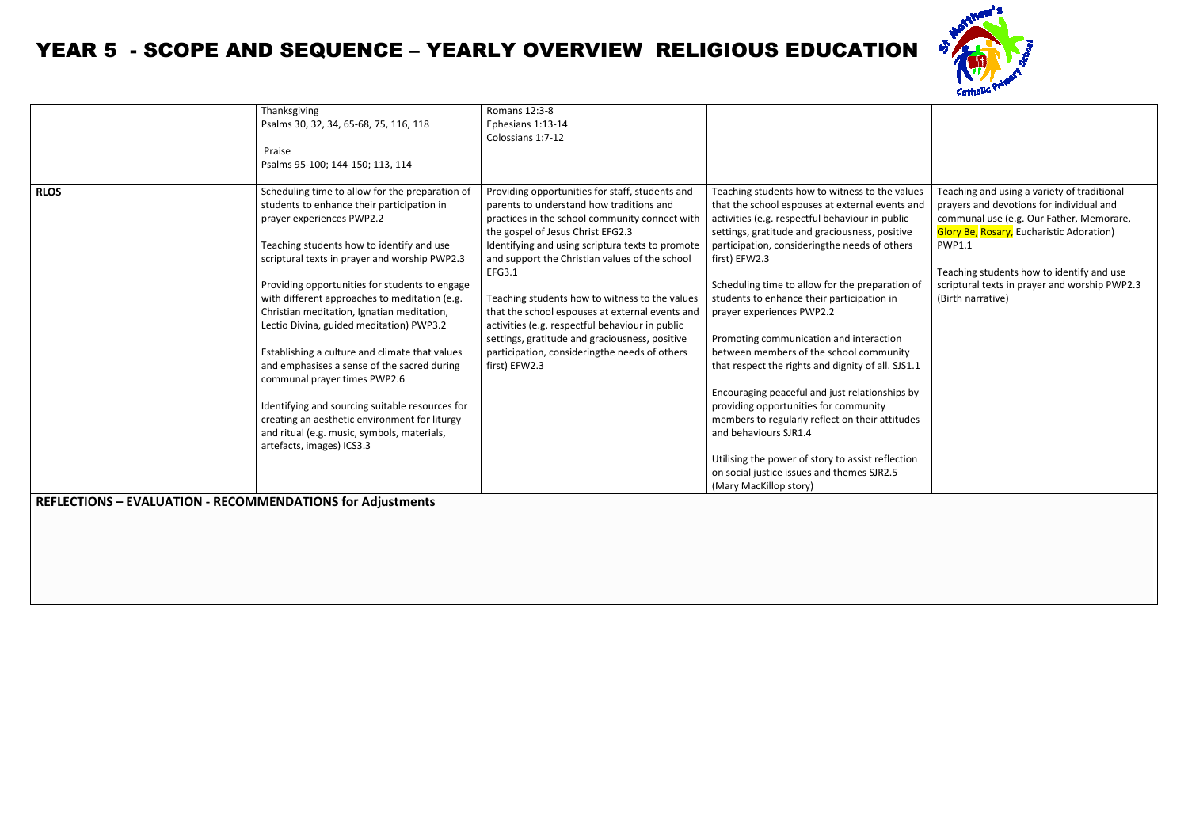# YEAR 5 - SCOPE AND SEQUENCE – YEARLY OVERVIEW RELIGIOUS EDUCATION

| | | | | |
|---|---|---|---|---|
| | Thanksgiving<br>Psalms 30, 32, 34, 65-68, 75, 116, 118<br><br>Praise<br>Psalms 95-100; 144-150; 113, 114 | Romans 12:3-8<br>Ephesians 1:13-14<br>Colossians 1:7-12 | | |
| **RLOS** | Scheduling time to allow for the preparation of students to enhance their participation in prayer experiences PWP2.2<br><br>Teaching students how to identify and use scriptural texts in prayer and worship PWP2.3<br><br>Providing opportunities for students to engage with different approaches to meditation (e.g. Christian meditation, Ignatian meditation, Lectio Divina, guided meditation) PWP3.2<br><br>Establishing a culture and climate that values and emphasises a sense of the sacred during communal prayer times PWP2.6<br><br>Identifying and sourcing suitable resources for creating an aesthetic environment for liturgy and ritual (e.g. music, symbols, materials, artefacts, images) ICS3.3 | Providing opportunities for staff, students and parents to understand how traditions and practices in the school community connect with the gospel of Jesus Christ EFG2.3<br>Identifying and using scriptura texts to promote and support the Christian values of the school EFG3.1<br><br>Teaching students how to witness to the values that the school espouses at external events and activities (e.g. respectful behaviour in public settings, gratitude and graciousness, positive participation, consideringthe needs of others first) EFW2.3 | Teaching students how to witness to the values that the school espouses at external events and activities (e.g. respectful behaviour in public settings, gratitude and graciousness, positive participation, consideringthe needs of others first) EFW2.3<br><br>Scheduling time to allow for the preparation of students to enhance their participation in prayer experiences PWP2.2<br><br>Promoting communication and interaction between members of the school community that respect the rights and dignity of all. SJS1.1<br><br>Encouraging peaceful and just relationships by providing opportunities for community members to regularly reflect on their attitudes and behaviours SJR1.4<br><br>Utilising the power of story to assist reflection on social justice issues and themes SJR2.5 (Mary MacKillop story) | Teaching and using a variety of traditional prayers and devotions for individual and communal use (e.g. Our Father, Memorare, Glory Be, Rosary, Eucharistic Adoration) PWP1.1<br><br>Teaching students how to identify and use scriptural texts in prayer and worship PWP2.3 (Birth narrative) |

**REFLECTIONS – EVALUATION - RECOMMENDATIONS for Adjustments**